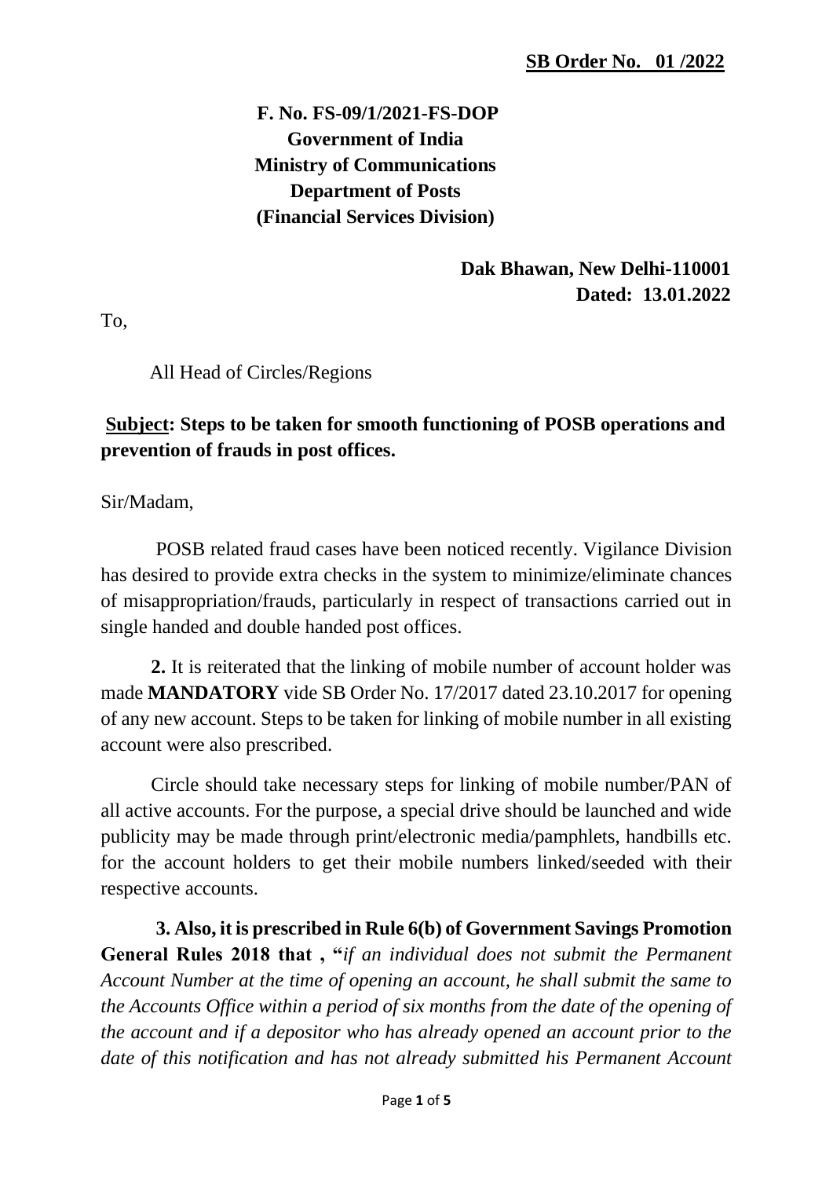**SB Order No. 01 /2022**

**F. No. FS-09/1/2021-FS-DOP**
**Government of India**
**Ministry of Communications**
**Department of Posts**
**(Financial Services Division)**

**Dak Bhawan, New Delhi-110001**
**Dated: 13.01.2022**

To,

All Head of Circles/Regions

**Subject: Steps to be taken for smooth functioning of POSB operations and prevention of frauds in post offices.**

Sir/Madam,

POSB related fraud cases have been noticed recently. Vigilance Division has desired to provide extra checks in the system to minimize/eliminate chances of misappropriation/frauds, particularly in respect of transactions carried out in single handed and double handed post offices.

**2.** It is reiterated that the linking of mobile number of account holder was made **MANDATORY** vide SB Order No. 17/2017 dated 23.10.2017 for opening of any new account. Steps to be taken for linking of mobile number in all existing account were also prescribed.

Circle should take necessary steps for linking of mobile number/PAN of all active accounts. For the purpose, a special drive should be launched and wide publicity may be made through print/electronic media/pamphlets, handbills etc. for the account holders to get their mobile numbers linked/seeded with their respective accounts.

**3. Also, it is prescribed in Rule 6(b) of Government Savings Promotion General Rules 2018 that , "***if an individual does not submit the Permanent Account Number at the time of opening an account, he shall submit the same to the Accounts Office within a period of six months from the date of the opening of the account and if a depositor who has already opened an account prior to the date of this notification and has not already submitted his Permanent Account*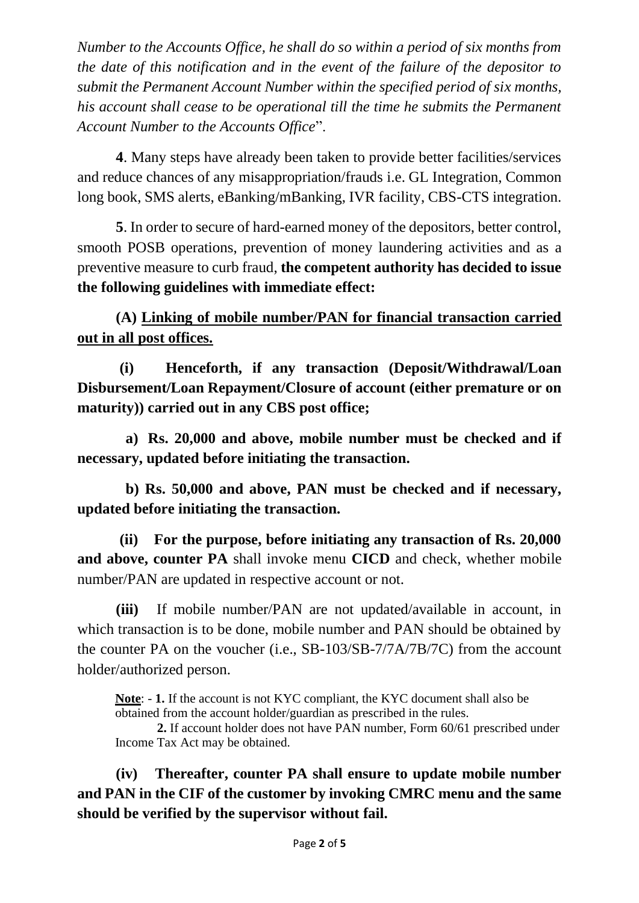*Number to the Accounts Office, he shall do so within a period of six months from the date of this notification and in the event of the failure of the depositor to submit the Permanent Account Number within the specified period of six months, his account shall cease to be operational till the time he submits the Permanent Account Number to the Accounts Office*".

**4**. Many steps have already been taken to provide better facilities/services and reduce chances of any misappropriation/frauds i.e. GL Integration, Common long book, SMS alerts, eBanking/mBanking, IVR facility, CBS-CTS integration.

**5**. In order to secure of hard-earned money of the depositors, better control, smooth POSB operations, prevention of money laundering activities and as a preventive measure to curb fraud, **the competent authority has decided to issue the following guidelines with immediate effect:**

**(A) <u>Linking of mobile number/PAN for financial transaction carried out in all post offices.</u>**

**(i) Henceforth, if any transaction (Deposit/Withdrawal/Loan Disbursement/Loan Repayment/Closure of account (either premature or on maturity)) carried out in any CBS post office;**

**a) Rs. 20,000 and above, mobile number must be checked and if necessary, updated before initiating the transaction.**

**b) Rs. 50,000 and above, PAN must be checked and if necessary, updated before initiating the transaction.**

**(ii) For the purpose, before initiating any transaction of Rs. 20,000 and above, counter PA** shall invoke menu **CICD** and check, whether mobile number/PAN are updated in respective account or not.

**(iii)** If mobile number/PAN are not updated/available in account, in which transaction is to be done, mobile number and PAN should be obtained by the counter PA on the voucher (i.e., SB-103/SB-7/7A/7B/7C) from the account holder/authorized person.

**<u>Note</u>**: - **1.** If the account is not KYC compliant, the KYC document shall also be obtained from the account holder/guardian as prescribed in the rules.

**2.** If account holder does not have PAN number, Form 60/61 prescribed under Income Tax Act may be obtained.

**(iv) Thereafter, counter PA shall ensure to update mobile number and PAN in the CIF of the customer by invoking CMRC menu and the same should be verified by the supervisor without fail.**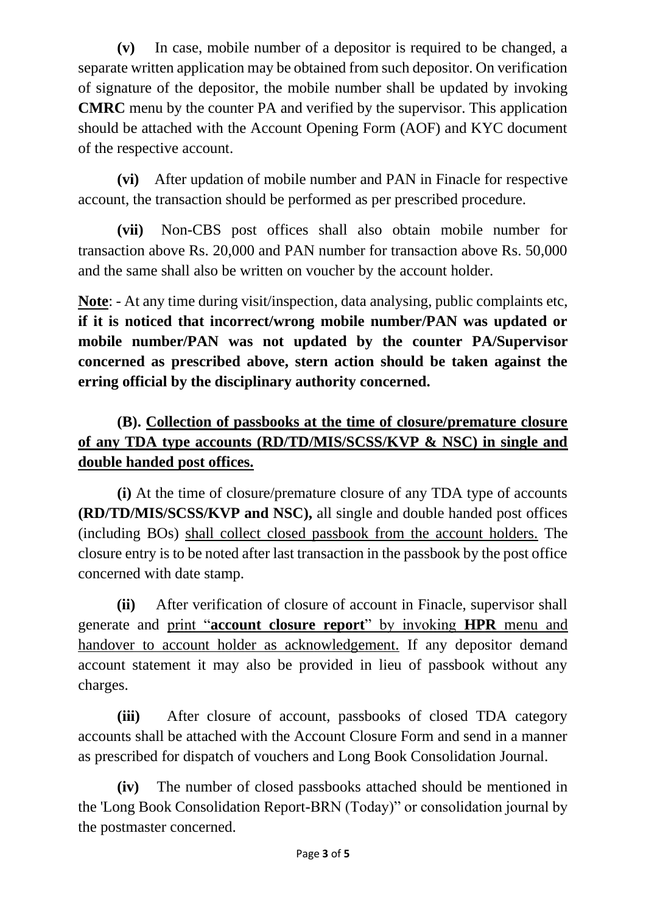**(v)** In case, mobile number of a depositor is required to be changed, a separate written application may be obtained from such depositor. On verification of signature of the depositor, the mobile number shall be updated by invoking **CMRC** menu by the counter PA and verified by the supervisor. This application should be attached with the Account Opening Form (AOF) and KYC document of the respective account.

**(vi)** After updation of mobile number and PAN in Finacle for respective account, the transaction should be performed as per prescribed procedure.

**(vii)** Non-CBS post offices shall also obtain mobile number for transaction above Rs. 20,000 and PAN number for transaction above Rs. 50,000 and the same shall also be written on voucher by the account holder.

**Note**: - At any time during visit/inspection, data analysing, public complaints etc, **if it is noticed that incorrect/wrong mobile number/PAN was updated or mobile number/PAN was not updated by the counter PA/Supervisor concerned as prescribed above, stern action should be taken against the erring official by the disciplinary authority concerned.**

### (B). Collection of passbooks at the time of closure/premature closure of any TDA type accounts (RD/TD/MIS/SCSS/KVP & NSC) in single and double handed post offices.

**(i)** At the time of closure/premature closure of any TDA type of accounts **(RD/TD/MIS/SCSS/KVP and NSC),** all single and double handed post offices (including BOs) shall collect closed passbook from the account holders. The closure entry is to be noted after last transaction in the passbook by the post office concerned with date stamp.

**(ii)** After verification of closure of account in Finacle, supervisor shall generate and print "**account closure report**" by invoking **HPR** menu and handover to account holder as acknowledgement. If any depositor demand account statement it may also be provided in lieu of passbook without any charges.

**(iii)** After closure of account, passbooks of closed TDA category accounts shall be attached with the Account Closure Form and send in a manner as prescribed for dispatch of vouchers and Long Book Consolidation Journal.

**(iv)** The number of closed passbooks attached should be mentioned in the 'Long Book Consolidation Report-BRN (Today)" or consolidation journal by the postmaster concerned.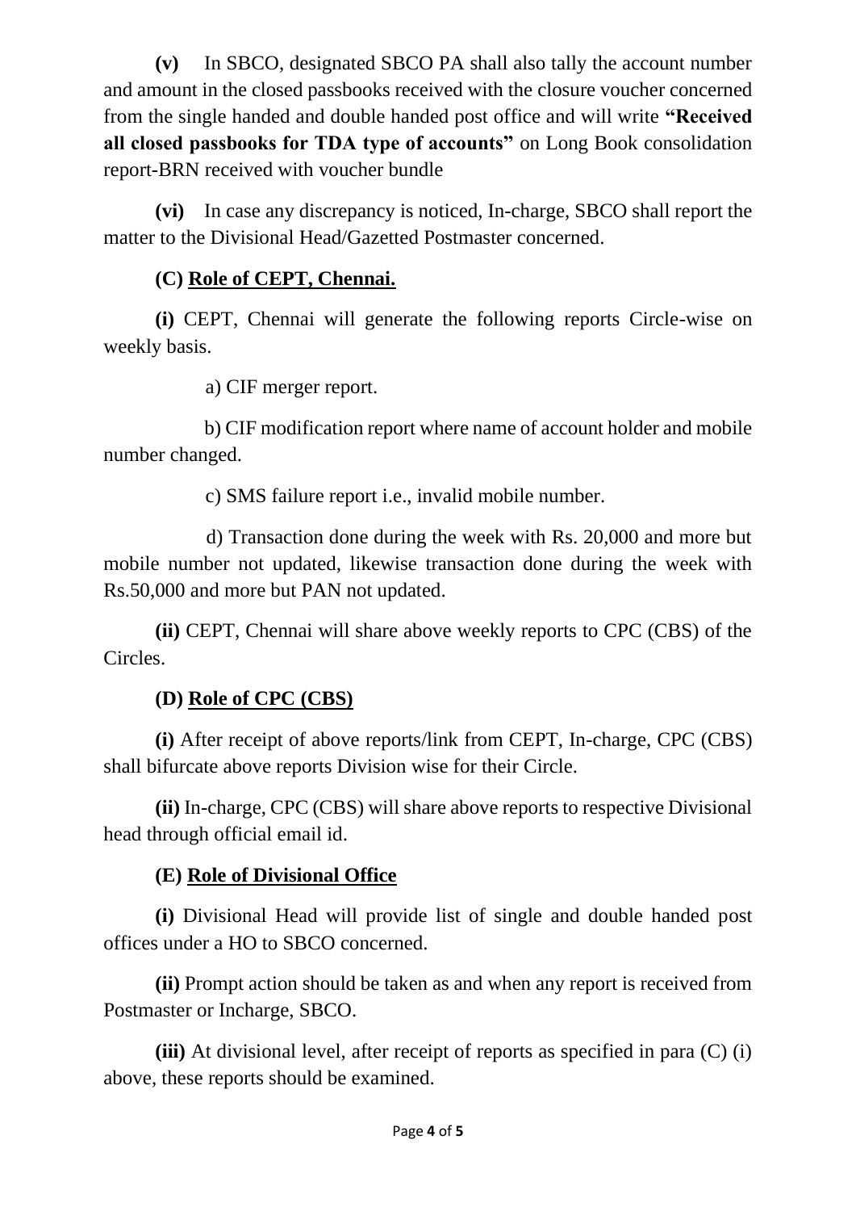**(v)** In SBCO, designated SBCO PA shall also tally the account number and amount in the closed passbooks received with the closure voucher concerned from the single handed and double handed post office and will write **"Received all closed passbooks for TDA type of accounts"** on Long Book consolidation report-BRN received with voucher bundle

**(vi)** In case any discrepancy is noticed, In-charge, SBCO shall report the matter to the Divisional Head/Gazetted Postmaster concerned.

**(C) <u>Role of CEPT, Chennai.</u>**

**(i)** CEPT, Chennai will generate the following reports Circle-wise on weekly basis.

a) CIF merger report.

b) CIF modification report where name of account holder and mobile number changed.

c) SMS failure report i.e., invalid mobile number.

d) Transaction done during the week with Rs. 20,000 and more but mobile number not updated, likewise transaction done during the week with Rs.50,000 and more but PAN not updated.

**(ii)** CEPT, Chennai will share above weekly reports to CPC (CBS) of the Circles.

**(D) <u>Role of CPC (CBS)</u>**

**(i)** After receipt of above reports/link from CEPT, In-charge, CPC (CBS) shall bifurcate above reports Division wise for their Circle.

**(ii)** In-charge, CPC (CBS) will share above reports to respective Divisional head through official email id.

**(E) <u>Role of Divisional Office</u>**

**(i)** Divisional Head will provide list of single and double handed post offices under a HO to SBCO concerned.

**(ii)** Prompt action should be taken as and when any report is received from Postmaster or Incharge, SBCO.

**(iii)** At divisional level, after receipt of reports as specified in para (C) (i) above, these reports should be examined.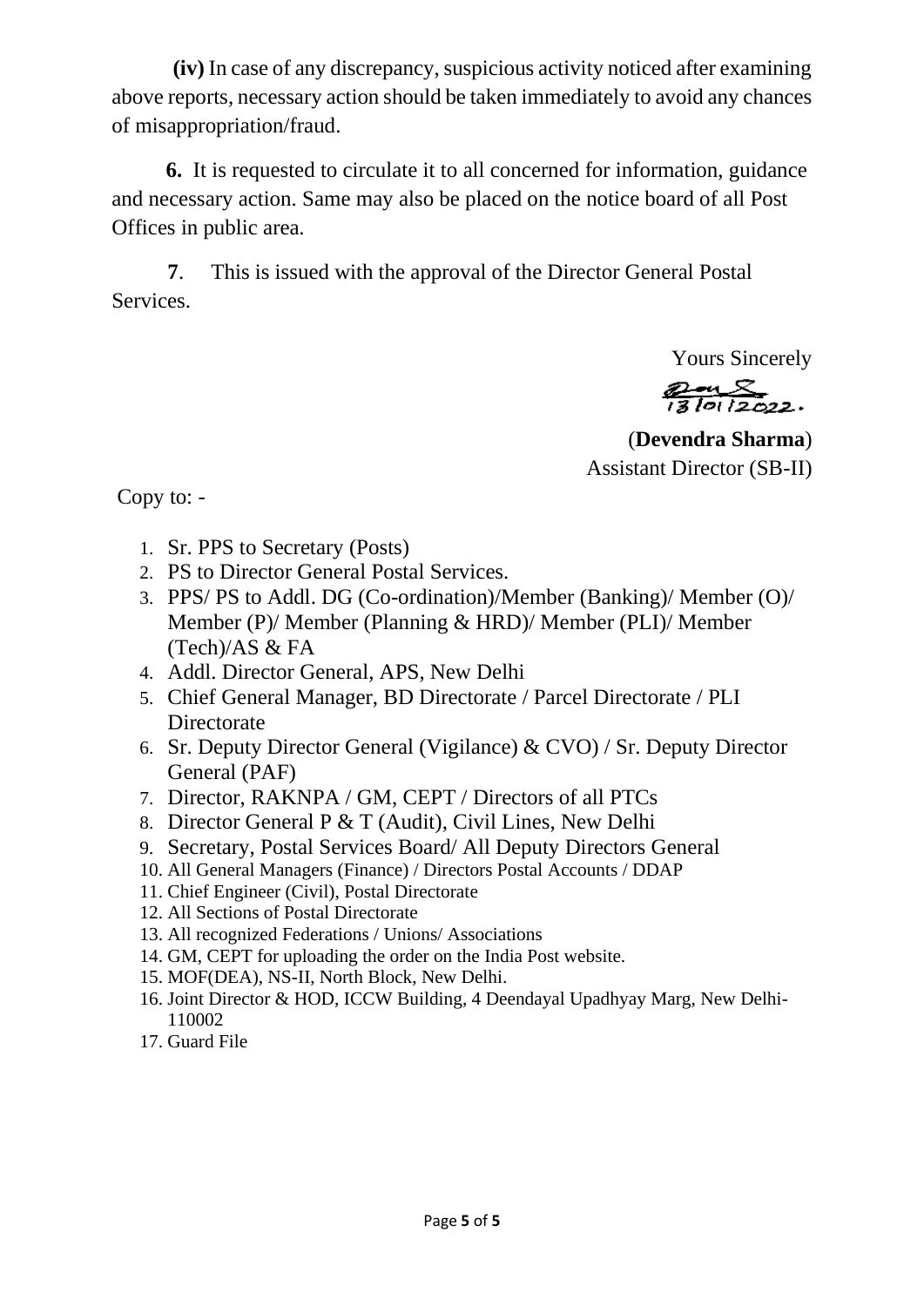**(iv)** In case of any discrepancy, suspicious activity noticed after examining above reports, necessary action should be taken immediately to avoid any chances of misappropriation/fraud.

**6.** It is requested to circulate it to all concerned for information, guidance and necessary action. Same may also be placed on the notice board of all Post Offices in public area.

**7**. This is issued with the approval of the Director General Postal Services.

Yours Sincerely

13/01/2022.

(**Devendra Sharma**)
Assistant Director (SB-II)

Copy to: -

1. Sr. PPS to Secretary (Posts)
2. PS to Director General Postal Services.
3. PPS/ PS to Addl. DG (Co-ordination)/Member (Banking)/ Member (O)/ Member (P)/ Member (Planning & HRD)/ Member (PLI)/ Member (Tech)/AS & FA
4. Addl. Director General, APS, New Delhi
5. Chief General Manager, BD Directorate / Parcel Directorate / PLI Directorate
6. Sr. Deputy Director General (Vigilance) & CVO) / Sr. Deputy Director General (PAF)
7. Director, RAKNPA / GM, CEPT / Directors of all PTCs
8. Director General P & T (Audit), Civil Lines, New Delhi
9. Secretary, Postal Services Board/ All Deputy Directors General
10. All General Managers (Finance) / Directors Postal Accounts / DDAP
11. Chief Engineer (Civil), Postal Directorate
12. All Sections of Postal Directorate
13. All recognized Federations / Unions/ Associations
14. GM, CEPT for uploading the order on the India Post website.
15. MOF(DEA), NS-II, North Block, New Delhi.
16. Joint Director & HOD, ICCW Building, 4 Deendayal Upadhyay Marg, New Delhi-110002
17. Guard File